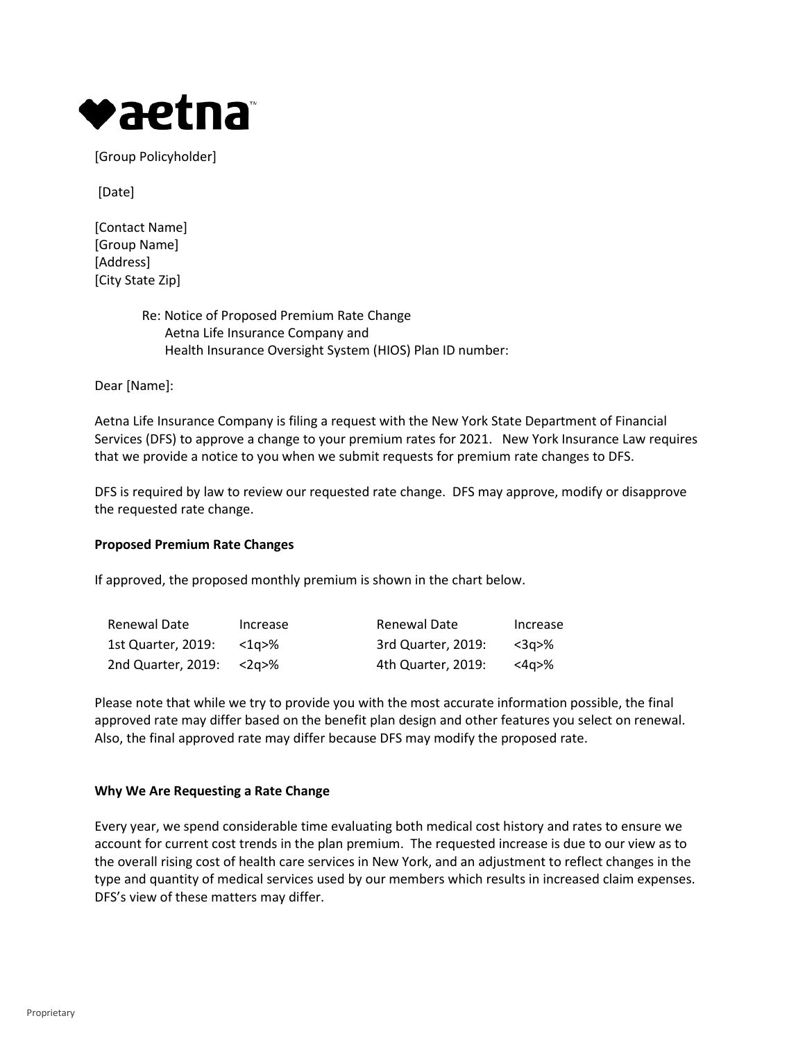**aetna**

[Group Policyholder]

[Date]

[Contact Name]
[Group Name]
[Address]
[City State Zip]

Re: Notice of Proposed Premium Rate Change
Aetna Life Insurance Company and
Health Insurance Oversight System (HIOS) Plan ID number:

Dear [Name]:

Aetna Life Insurance Company is filing a request with the New York State Department of Financial Services (DFS) to approve a change to your premium rates for 2021. New York Insurance Law requires that we provide a notice to you when we submit requests for premium rate changes to DFS.

DFS is required by law to review our requested rate change. DFS may approve, modify or disapprove the requested rate change.

**Proposed Premium Rate Changes**

If approved, the proposed monthly premium is shown in the chart below.

| Renewal Date | Increase | Renewal Date | Increase |
|---|---|---|---|
| 1st Quarter, 2019: | <1q>% | 3rd Quarter, 2019: | <3q>% |
| 2nd Quarter, 2019: | <2q>% | 4th Quarter, 2019: | <4q>% |

Please note that while we try to provide you with the most accurate information possible, the final approved rate may differ based on the benefit plan design and other features you select on renewal. Also, the final approved rate may differ because DFS may modify the proposed rate.

**Why We Are Requesting a Rate Change**

Every year, we spend considerable time evaluating both medical cost history and rates to ensure we account for current cost trends in the plan premium. The requested increase is due to our view as to the overall rising cost of health care services in New York, and an adjustment to reflect changes in the type and quantity of medical services used by our members which results in increased claim expenses. DFS's view of these matters may differ.

Proprietary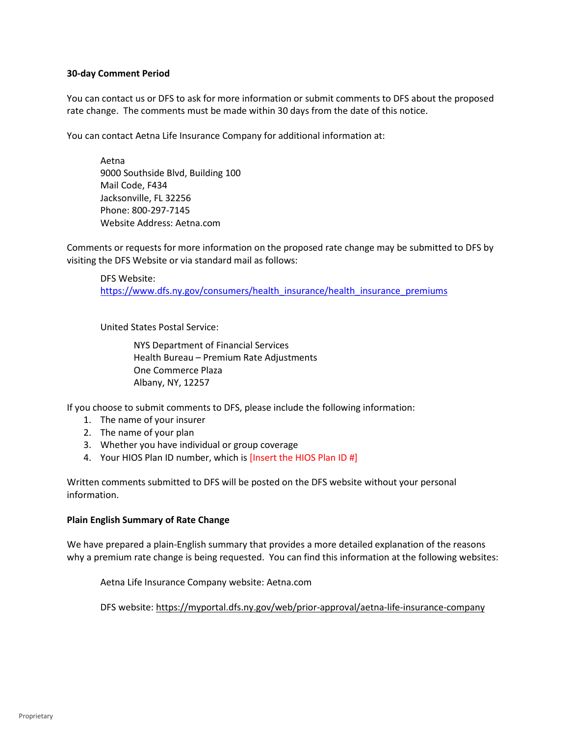**30-day Comment Period**

You can contact us or DFS to ask for more information or submit comments to DFS about the proposed rate change. The comments must be made within 30 days from the date of this notice.

You can contact Aetna Life Insurance Company for additional information at:

Aetna
9000 Southside Blvd, Building 100
Mail Code, F434
Jacksonville, FL 32256
Phone: 800-297-7145
Website Address: Aetna.com

Comments or requests for more information on the proposed rate change may be submitted to DFS by visiting the DFS Website or via standard mail as follows:

DFS Website:
https://www.dfs.ny.gov/consumers/health_insurance/health_insurance_premiums

United States Postal Service:

NYS Department of Financial Services
Health Bureau – Premium Rate Adjustments
One Commerce Plaza
Albany, NY, 12257

If you choose to submit comments to DFS, please include the following information:

1. The name of your insurer
2. The name of your plan
3. Whether you have individual or group coverage
4. Your HIOS Plan ID number, which is [Insert the HIOS Plan ID #]

Written comments submitted to DFS will be posted on the DFS website without your personal information.

**Plain English Summary of Rate Change**

We have prepared a plain-English summary that provides a more detailed explanation of the reasons why a premium rate change is being requested. You can find this information at the following websites:

Aetna Life Insurance Company website: Aetna.com

DFS website: https://myportal.dfs.ny.gov/web/prior-approval/aetna-life-insurance-company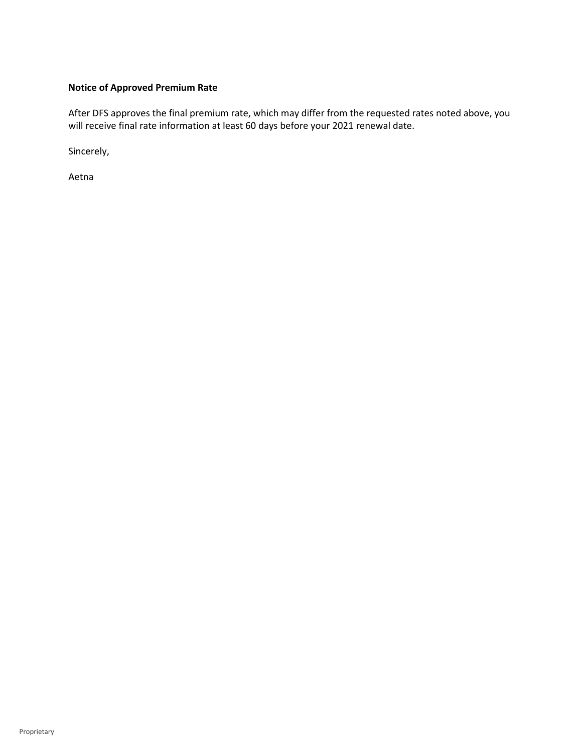**Notice of Approved Premium Rate**

After DFS approves the final premium rate, which may differ from the requested rates noted above, you will receive final rate information at least 60 days before your 2021 renewal date.

Sincerely,

Aetna